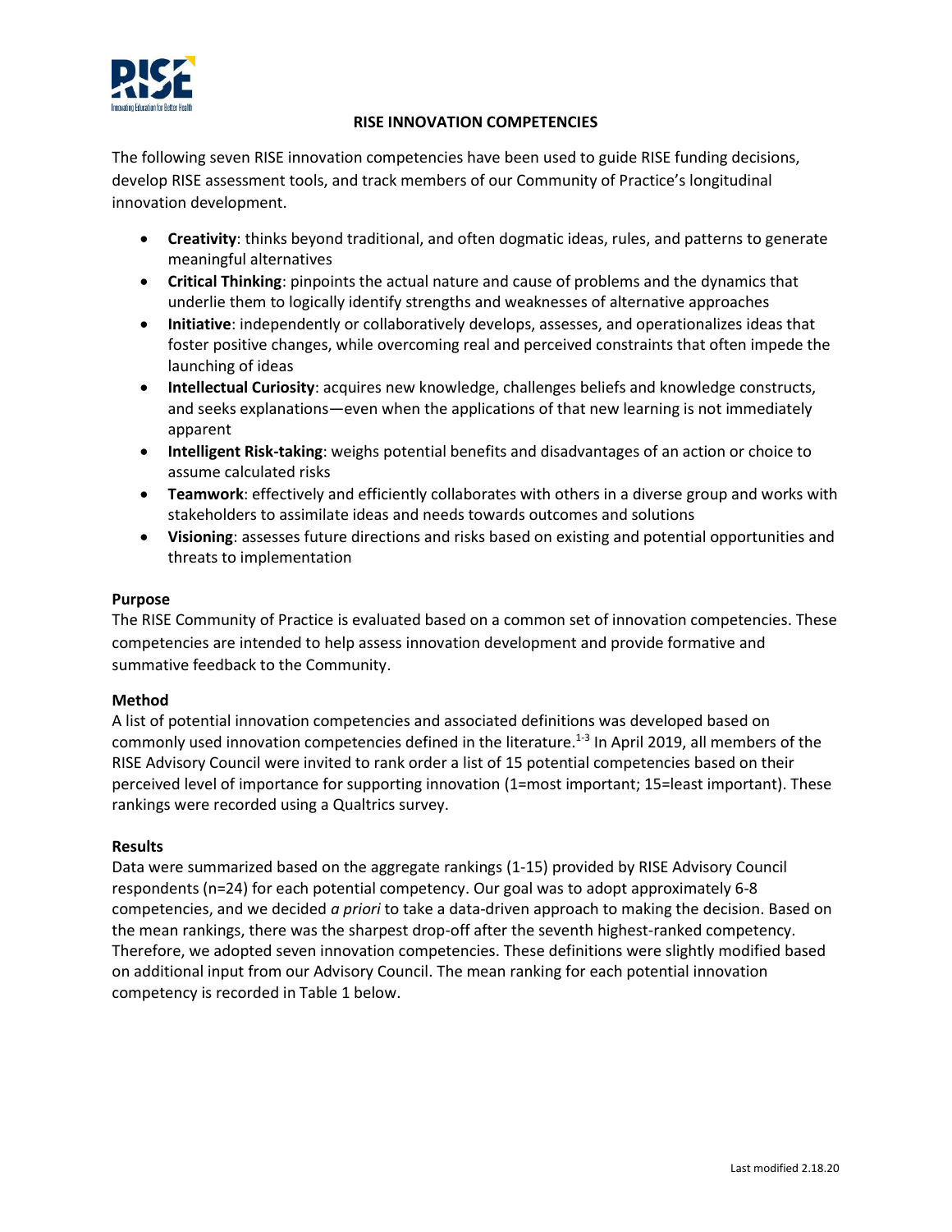# RISE INNOVATION COMPETENCIES

The following seven RISE innovation competencies have been used to guide RISE funding decisions, develop RISE assessment tools, and track members of our Community of Practice's longitudinal innovation development.

- **Creativity**: thinks beyond traditional, and often dogmatic ideas, rules, and patterns to generate meaningful alternatives
- **Critical Thinking**: pinpoints the actual nature and cause of problems and the dynamics that underlie them to logically identify strengths and weaknesses of alternative approaches
- **Initiative**: independently or collaboratively develops, assesses, and operationalizes ideas that foster positive changes, while overcoming real and perceived constraints that often impede the launching of ideas
- **Intellectual Curiosity**: acquires new knowledge, challenges beliefs and knowledge constructs, and seeks explanations—even when the applications of that new learning is not immediately apparent
- **Intelligent Risk-taking**: weighs potential benefits and disadvantages of an action or choice to assume calculated risks
- **Teamwork**: effectively and efficiently collaborates with others in a diverse group and works with stakeholders to assimilate ideas and needs towards outcomes and solutions
- **Visioning**: assesses future directions and risks based on existing and potential opportunities and threats to implementation

## Purpose

The RISE Community of Practice is evaluated based on a common set of innovation competencies. These competencies are intended to help assess innovation development and provide formative and summative feedback to the Community.

## Method

A list of potential innovation competencies and associated definitions was developed based on commonly used innovation competencies defined in the literature.[1-3] In April 2019, all members of the RISE Advisory Council were invited to rank order a list of 15 potential competencies based on their perceived level of importance for supporting innovation (1=most important; 15=least important). These rankings were recorded using a Qualtrics survey.

## Results

Data were summarized based on the aggregate rankings (1-15) provided by RISE Advisory Council respondents (n=24) for each potential competency. Our goal was to adopt approximately 6-8 competencies, and we decided *a priori* to take a data-driven approach to making the decision. Based on the mean rankings, there was the sharpest drop-off after the seventh highest-ranked competency. Therefore, we adopted seven innovation competencies. These definitions were slightly modified based on additional input from our Advisory Council. The mean ranking for each potential innovation competency is recorded in Table 1 below.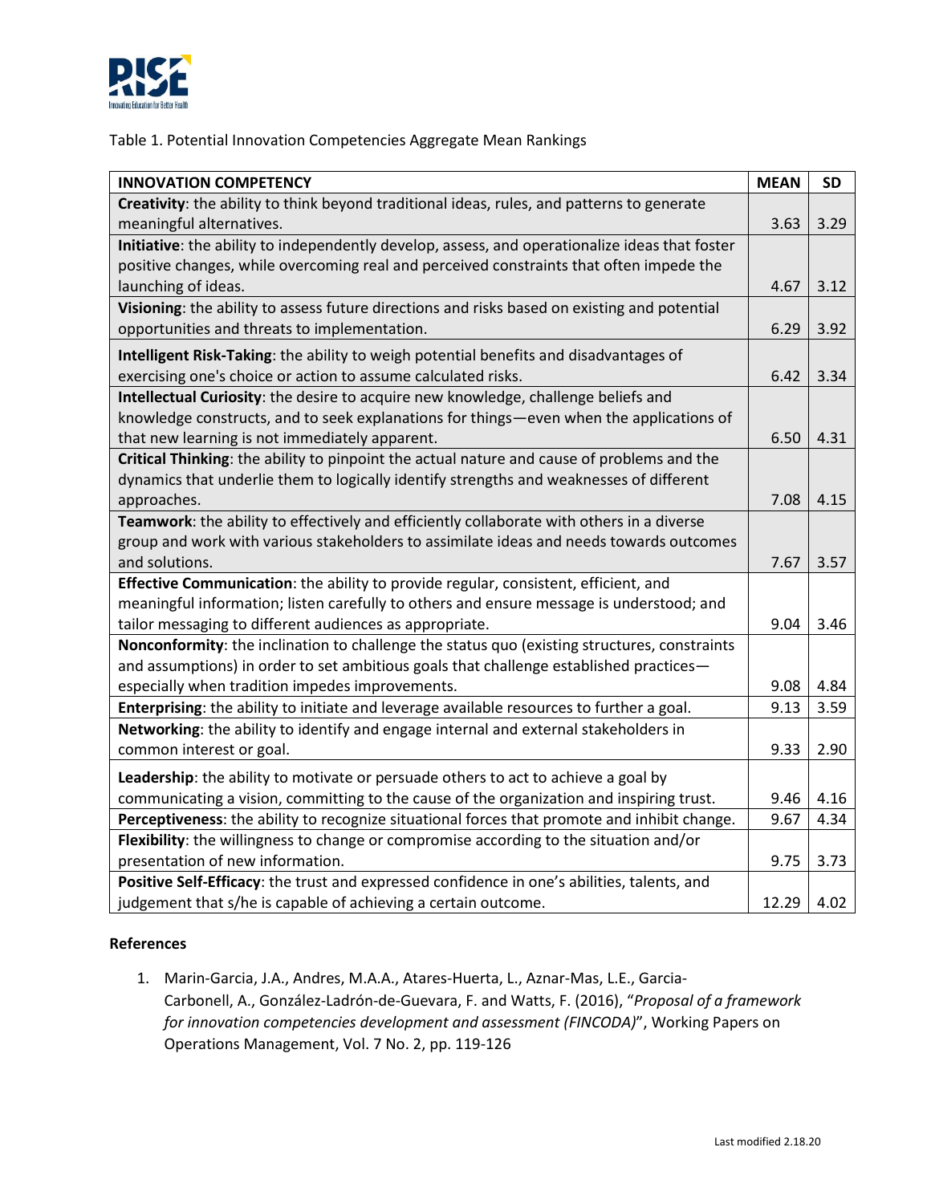Table 1. Potential Innovation Competencies Aggregate Mean Rankings

| INNOVATION COMPETENCY | MEAN | SD |
|---|---|---|
| **Creativity**: the ability to think beyond traditional ideas, rules, and patterns to generate meaningful alternatives. | 3.63 | 3.29 |
| **Initiative**: the ability to independently develop, assess, and operationalize ideas that foster positive changes, while overcoming real and perceived constraints that often impede the launching of ideas. | 4.67 | 3.12 |
| **Visioning**: the ability to assess future directions and risks based on existing and potential opportunities and threats to implementation. | 6.29 | 3.92 |
| **Intelligent Risk-Taking**: the ability to weigh potential benefits and disadvantages of exercising one's choice or action to assume calculated risks. | 6.42 | 3.34 |
| **Intellectual Curiosity**: the desire to acquire new knowledge, challenge beliefs and knowledge constructs, and to seek explanations for things—even when the applications of that new learning is not immediately apparent. | 6.50 | 4.31 |
| **Critical Thinking**: the ability to pinpoint the actual nature and cause of problems and the dynamics that underlie them to logically identify strengths and weaknesses of different approaches. | 7.08 | 4.15 |
| **Teamwork**: the ability to effectively and efficiently collaborate with others in a diverse group and work with various stakeholders to assimilate ideas and needs towards outcomes and solutions. | 7.67 | 3.57 |
| **Effective Communication**: the ability to provide regular, consistent, efficient, and meaningful information; listen carefully to others and ensure message is understood; and tailor messaging to different audiences as appropriate. | 9.04 | 3.46 |
| **Nonconformity**: the inclination to challenge the status quo (existing structures, constraints and assumptions) in order to set ambitious goals that challenge established practices—especially when tradition impedes improvements. | 9.08 | 4.84 |
| **Enterprising**: the ability to initiate and leverage available resources to further a goal. | 9.13 | 3.59 |
| **Networking**: the ability to identify and engage internal and external stakeholders in common interest or goal. | 9.33 | 2.90 |
| **Leadership**: the ability to motivate or persuade others to act to achieve a goal by communicating a vision, committing to the cause of the organization and inspiring trust. | 9.46 | 4.16 |
| **Perceptiveness**: the ability to recognize situational forces that promote and inhibit change. | 9.67 | 4.34 |
| **Flexibility**: the willingness to change or compromise according to the situation and/or presentation of new information. | 9.75 | 3.73 |
| **Positive Self-Efficacy**: the trust and expressed confidence in one's abilities, talents, and judgement that s/he is capable of achieving a certain outcome. | 12.29 | 4.02 |

**References**

1. Marin-Garcia, J.A., Andres, M.A.A., Atares-Huerta, L., Aznar-Mas, L.E., Garcia-Carbonell, A., González-Ladrón-de-Guevara, F. and Watts, F. (2016), "*Proposal of a framework for innovation competencies development and assessment (FINCODA)*", Working Papers on Operations Management, Vol. 7 No. 2, pp. 119-126

Last modified 2.18.20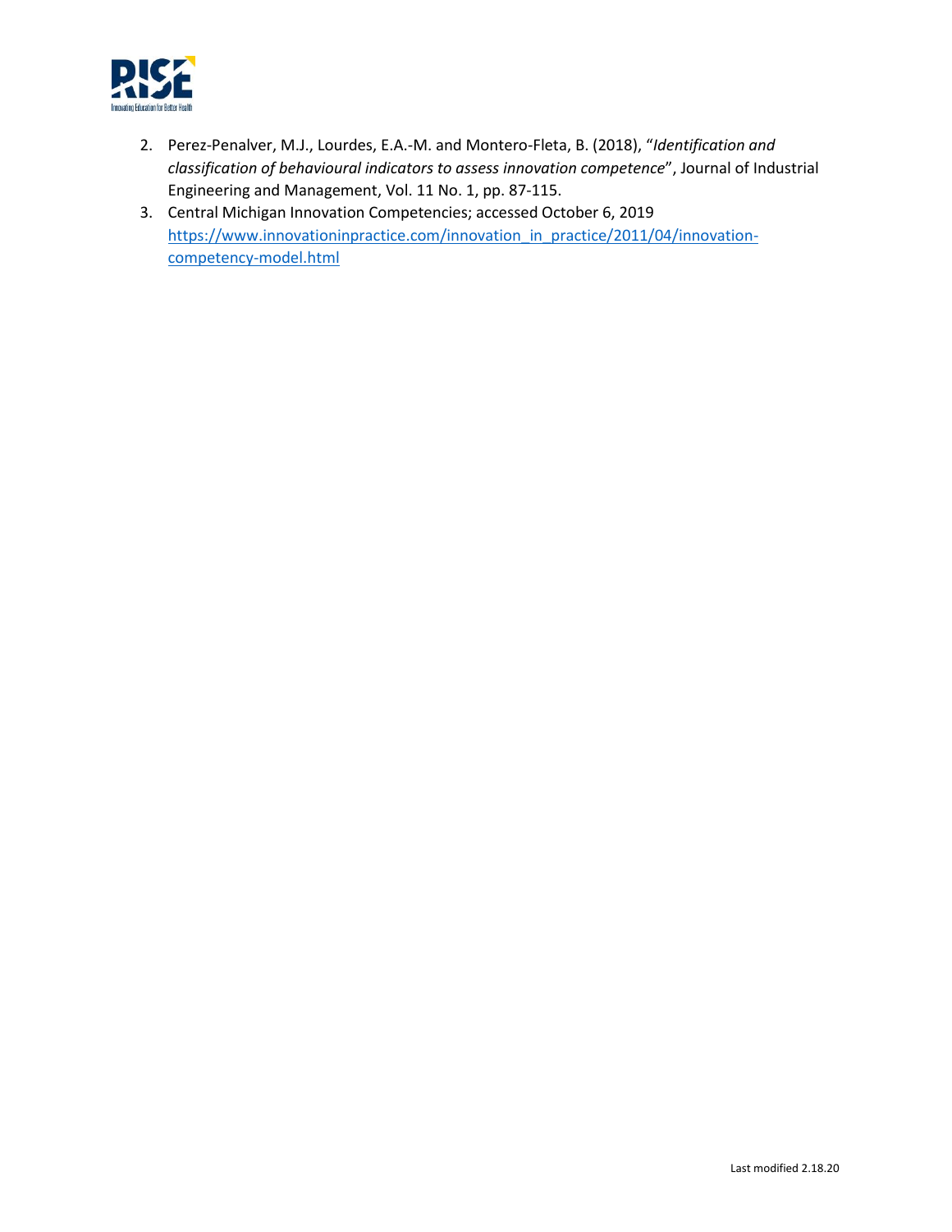2. Perez-Penalver, M.J., Lourdes, E.A.-M. and Montero-Fleta, B. (2018), "*Identification and classification of behavioural indicators to assess innovation competence*", Journal of Industrial Engineering and Management, Vol. 11 No. 1, pp. 87-115.
3. Central Michigan Innovation Competencies; accessed October 6, 2019 [https://www.innovationinpractice.com/innovation_in_practice/2011/04/innovation-competency-model.html](https://www.innovationinpractice.com/innovation_in_practice/2011/04/innovation-competency-model.html)

Last modified 2.18.20